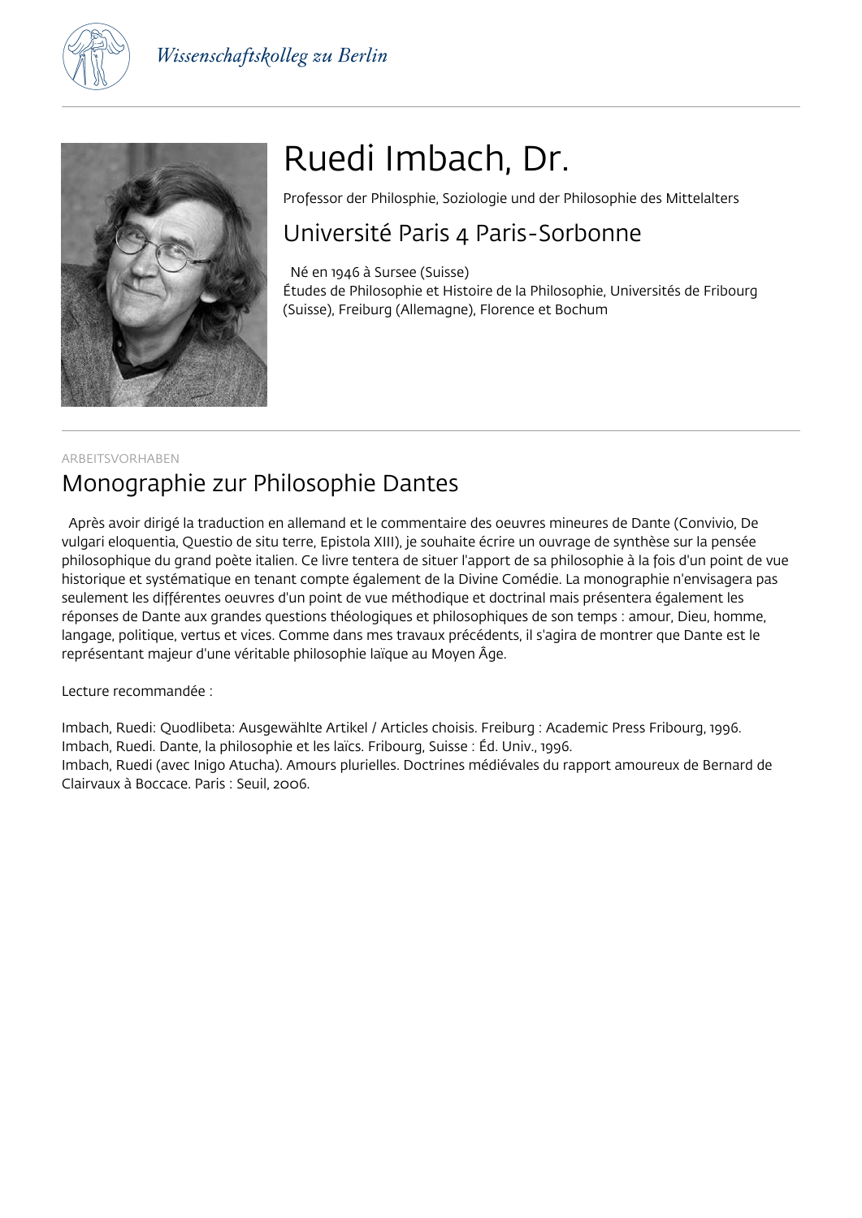# Ruedi Imbach, Dr.

Professor der Philsphie, Soziologie und der Philosophie des Mittelalters

## Université Paris 4 Paris-Sorbonne

Né en 1946 à Sursee (Suisse)
Études de Philosophie et Histoire de la Philosophie, Universités de Fribourg (Suisse), Freiburg (Allemagne), Florence et Bochum

ARBEITSVORHABEN

## Monographie zur Philosophie Dantes

Après avoir dirigé la traduction en allemand et le commentaire des oeuvres mineures de Dante (Convivio, De vulgari eloquentia, Questio de situ terre, Epistola XIII), je souhaite écrire un ouvrage de synthèse sur la pensée philosophique du grand poète italien. Ce livre tentera de situer l'apport de sa philosophie à la fois d'un point de vue historique et systématique en tenant compte également de la Divine Comédie. La monographie n'envisagera pas seulement les différentes oeuvres d'un point de vue méthodique et doctrinal mais présentera également les réponses de Dante aux grandes questions théologiques et philosophiques de son temps : amour, Dieu, homme, langage, politique, vertus et vices. Comme dans mes travaux précédents, il s'agira de montrer que Dante est le représentant majeur d'une véritable philosophie laïque au Moyen Âge.

Lecture recommandée :

Imbach, Ruedi: Quodlibeta: Ausgewählte Artikel / Articles choisis. Freiburg : Academic Press Fribourg, 1996.
Imbach, Ruedi. Dante, la philosophie et les laïcs. Fribourg, Suisse : Éd. Univ., 1996.
Imbach, Ruedi (avec Inigo Atucha). Amours plurielles. Doctrines médiévales du rapport amoureux de Bernard de Clairvaux à Boccace. Paris : Seuil, 2006.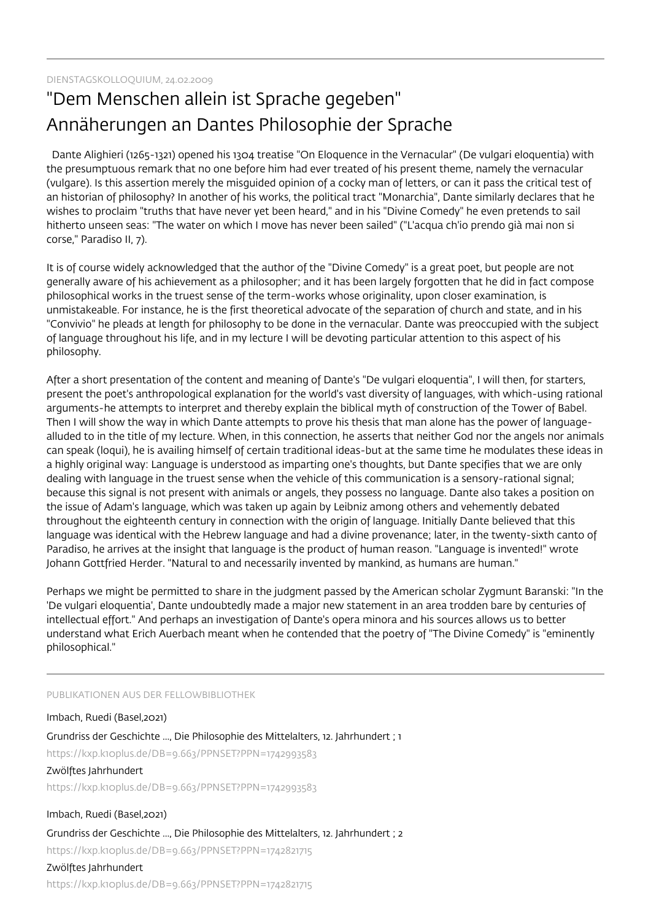DIENSTAGSKOLLOQUIUM, 24.02.2009

# "Dem Menschen allein ist Sprache gegeben" Annäherungen an Dantes Philosophie der Sprache

Dante Alighieri (1265-1321) opened his 1304 treatise "On Eloquence in the Vernacular" (De vulgari eloquentia) with the presumptuous remark that no one before him had ever treated of his present theme, namely the vernacular (vulgare). Is this assertion merely the misguided opinion of a cocky man of letters, or can it pass the critical test of an historian of philosophy? In another of his works, the political tract "Monarchia", Dante similarly declares that he wishes to proclaim "truths that have never yet been heard," and in his "Divine Comedy" he even pretends to sail hitherto unseen seas: "The water on which I move has never been sailed" ("L'acqua ch'io prendo già mai non si corse," Paradiso II, 7).

It is of course widely acknowledged that the author of the "Divine Comedy" is a great poet, but people are not generally aware of his achievement as a philosopher; and it has been largely forgotten that he did in fact compose philosophical works in the truest sense of the term-works whose originality, upon closer examination, is unmistakeable. For instance, he is the first theoretical advocate of the separation of church and state, and in his "Convivio" he pleads at length for philosophy to be done in the vernacular. Dante was preoccupied with the subject of language throughout his life, and in my lecture I will be devoting particular attention to this aspect of his philosophy.

After a short presentation of the content and meaning of Dante's "De vulgari eloquentia", I will then, for starters, present the poet's anthropological explanation for the world's vast diversity of languages, with which-using rational arguments-he attempts to interpret and thereby explain the biblical myth of construction of the Tower of Babel. Then I will show the way in which Dante attempts to prove his thesis that man alone has the power of language-alluded to in the title of my lecture. When, in this connection, he asserts that neither God nor the angels nor animals can speak (loqui), he is availing himself of certain traditional ideas-but at the same time he modulates these ideas in a highly original way: Language is understood as imparting one's thoughts, but Dante specifies that we are only dealing with language in the truest sense when the vehicle of this communication is a sensory-rational signal; because this signal is not present with animals or angels, they possess no language. Dante also takes a position on the issue of Adam's language, which was taken up again by Leibniz among others and vehemently debated throughout the eighteenth century in connection with the origin of language. Initially Dante believed that this language was identical with the Hebrew language and had a divine provenance; later, in the twenty-sixth canto of Paradiso, he arrives at the insight that language is the product of human reason. "Language is invented!" wrote Johann Gottfried Herder. "Natural to and necessarily invented by mankind, as humans are human."

Perhaps we might be permitted to share in the judgment passed by the American scholar Zygmunt Baranski: "In the 'De vulgari eloquentia', Dante undoubtedly made a major new statement in an area trodden bare by centuries of intellectual effort." And perhaps an investigation of Dante's opera minora and his sources allows us to better understand what Erich Auerbach meant when he contended that the poetry of "The Divine Comedy" is "eminently philosophical."

PUBLIKATIONEN AUS DER FELLOWBIBLIOTHEK

Imbach, Ruedi (Basel,2021)

Grundriss der Geschichte ..., Die Philosophie des Mittelalters, 12. Jahrhundert ; 1

https://kxp.k10plus.de/DB=9.663/PPNSET?PPN=1742993583

Zwölftes Jahrhundert

https://kxp.k10plus.de/DB=9.663/PPNSET?PPN=1742993583

Imbach, Ruedi (Basel,2021)

Grundriss der Geschichte ..., Die Philosophie des Mittelalters, 12. Jahrhundert ; 2

https://kxp.k10plus.de/DB=9.663/PPNSET?PPN=1742821715

Zwölftes Jahrhundert

https://kxp.k10plus.de/DB=9.663/PPNSET?PPN=1742821715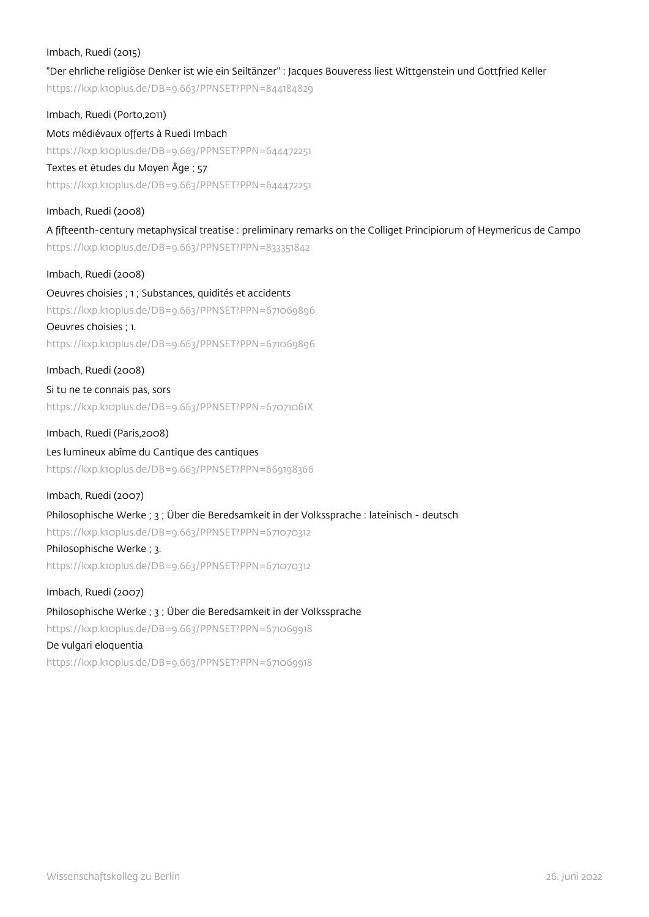Imbach, Ruedi (2015)

"Der ehrliche religiöse Denker ist wie ein Seiltänzer" : Jacques Bouveress liest Wittgenstein und Gottfried Keller

https://kxp.k10plus.de/DB=9.663/PPNSET?PPN=844184829

Imbach, Ruedi (Porto,2011)

Mots médiévaux offerts à Ruedi Imbach

https://kxp.k10plus.de/DB=9.663/PPNSET?PPN=644472251

Textes et études du Moyen Âge ; 57

https://kxp.k10plus.de/DB=9.663/PPNSET?PPN=644472251

Imbach, Ruedi (2008)

A fifteenth-century metaphysical treatise : preliminary remarks on the Colliget Principiorum of Heymericus de Campo

https://kxp.k10plus.de/DB=9.663/PPNSET?PPN=833351842

Imbach, Ruedi (2008)

Oeuvres choisies ; 1 ; Substances, quidités et accidents

https://kxp.k10plus.de/DB=9.663/PPNSET?PPN=671069896

Oeuvres choisies ; 1.

https://kxp.k10plus.de/DB=9.663/PPNSET?PPN=671069896

Imbach, Ruedi (2008)

Si tu ne te connais pas, sors

https://kxp.k10plus.de/DB=9.663/PPNSET?PPN=67071061X

Imbach, Ruedi (Paris,2008)

Les lumineux abîme du Cantique des cantiques

https://kxp.k10plus.de/DB=9.663/PPNSET?PPN=669198366

Imbach, Ruedi (2007)

Philosophische Werke ; 3 ; Über die Beredsamkeit in der Volkssprache : lateinisch - deutsch

https://kxp.k10plus.de/DB=9.663/PPNSET?PPN=671070312

Philosophische Werke ; 3.

https://kxp.k10plus.de/DB=9.663/PPNSET?PPN=671070312

Imbach, Ruedi (2007)

Philosophische Werke ; 3 ; Über die Beredsamkeit in der Volkssprache

https://kxp.k10plus.de/DB=9.663/PPNSET?PPN=671069918

De vulgari eloquentia

https://kxp.k10plus.de/DB=9.663/PPNSET?PPN=671069918